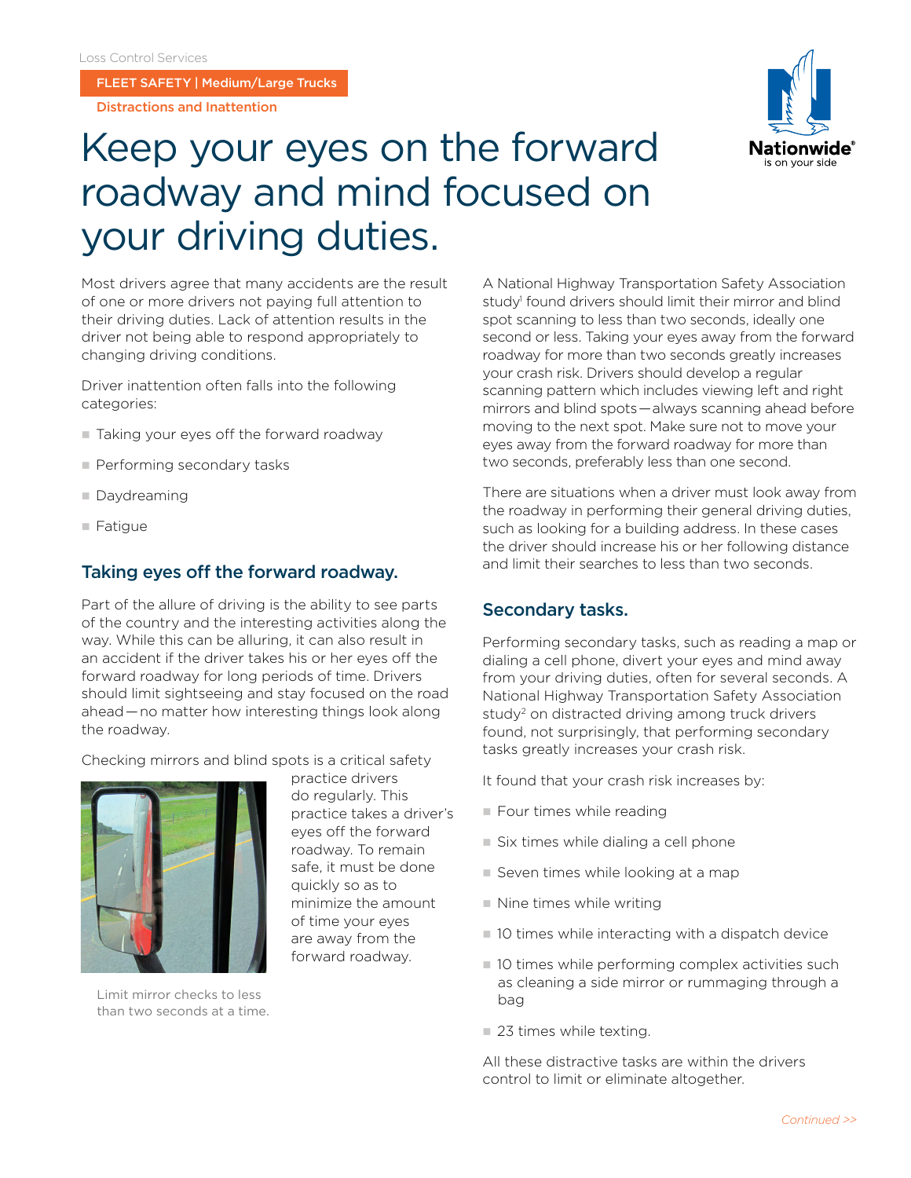Loss Control Services

FLEET SAFETY | Medium/Large Trucks

Distractions and Inattention

# Keep your eyes on the forward roadway and mind focused on your driving duties.

Most drivers agree that many accidents are the result of one or more drivers not paying full attention to their driving duties. Lack of attention results in the driver not being able to respond appropriately to changing driving conditions.

Driver inattention often falls into the following categories:

- Taking your eyes off the forward roadway
- Performing secondary tasks
- Daydreaming
- Fatigue

## Taking eyes off the forward roadway.

Part of the allure of driving is the ability to see parts of the country and the interesting activities along the way. While this can be alluring, it can also result in an accident if the driver takes his or her eyes off the forward roadway for long periods of time. Drivers should limit sightseeing and stay focused on the road ahead — no matter how interesting things look along the roadway.

Checking mirrors and blind spots is a critical safety practice drivers do regularly. This practice takes a driver's eyes off the forward roadway. To remain safe, it must be done quickly so as to minimize the amount of time your eyes are away from the forward roadway.

Limit mirror checks to less than two seconds at a time.

A National Highway Transportation Safety Association study[1] found drivers should limit their mirror and blind spot scanning to less than two seconds, ideally one second or less. Taking your eyes away from the forward roadway for more than two seconds greatly increases your crash risk. Drivers should develop a regular scanning pattern which includes viewing left and right mirrors and blind spots — always scanning ahead before moving to the next spot. Make sure not to move your eyes away from the forward roadway for more than two seconds, preferably less than one second.

There are situations when a driver must look away from the roadway in performing their general driving duties, such as looking for a building address. In these cases the driver should increase his or her following distance and limit their searches to less than two seconds.

## Secondary tasks.

Performing secondary tasks, such as reading a map or dialing a cell phone, divert your eyes and mind away from your driving duties, often for several seconds. A National Highway Transportation Safety Association study[2] on distracted driving among truck drivers found, not surprisingly, that performing secondary tasks greatly increases your crash risk.

It found that your crash risk increases by:

- Four times while reading
- Six times while dialing a cell phone
- Seven times while looking at a map
- Nine times while writing
- 10 times while interacting with a dispatch device
- 10 times while performing complex activities such as cleaning a side mirror or rummaging through a bag
- 23 times while texting.

All these distractive tasks are within the drivers control to limit or eliminate altogether.

Continued >>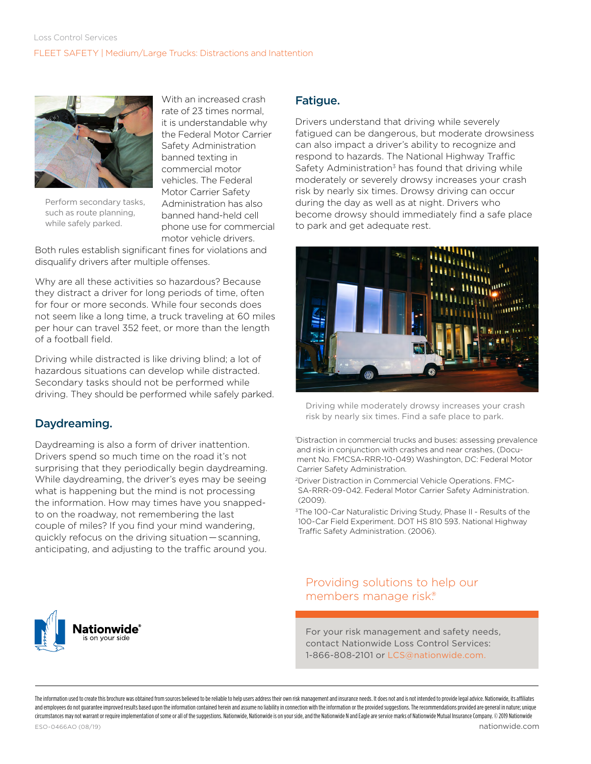Perform secondary tasks, such as route planning, while safely parked.

With an increased crash rate of 23 times normal, it is understandable why the Federal Motor Carrier Safety Administration banned texting in commercial motor vehicles. The Federal Motor Carrier Safety Administration has also banned hand-held cell phone use for commercial motor vehicle drivers. Both rules establish significant fines for violations and disqualify drivers after multiple offenses.

Why are all these activities so hazardous? Because they distract a driver for long periods of time, often for four or more seconds. While four seconds does not seem like a long time, a truck traveling at 60 miles per hour can travel 352 feet, or more than the length of a football field.

Driving while distracted is like driving blind; a lot of hazardous situations can develop while distracted. Secondary tasks should not be performed while driving. They should be performed while safely parked.

## Daydreaming.

Daydreaming is also a form of driver inattention. Drivers spend so much time on the road it's not surprising that they periodically begin daydreaming. While daydreaming, the driver's eyes may be seeing what is happening but the mind is not processing the information. How may times have you snapped-to on the roadway, not remembering the last couple of miles? If you find your mind wandering, quickly refocus on the driving situation — scanning, anticipating, and adjusting to the traffic around you.

## Fatigue.

Drivers understand that driving while severely fatigued can be dangerous, but moderate drowsiness can also impact a driver's ability to recognize and respond to hazards. The National Highway Traffic Safety Administration[3] has found that driving while moderately or severely drowsy increases your crash risk by nearly six times. Drowsy driving can occur during the day as well as at night. Drivers who become drowsy should immediately find a safe place to park and get adequate rest.

Driving while moderately drowsy increases your crash risk by nearly six times. Find a safe place to park.

[1]Distraction in commercial trucks and buses: assessing prevalence and risk in conjunction with crashes and near crashes, (Document No. FMCSA-RRR-10-049) Washington, DC: Federal Motor Carrier Safety Administration.

[2]Driver Distraction in Commercial Vehicle Operations. FMCSA-RRR-09-042. Federal Motor Carrier Safety Administration. (2009).

[3]The 100-Car Naturalistic Driving Study, Phase II - Results of the 100-Car Field Experiment. DOT HS 810 593. National Highway Traffic Safety Administration. (2006).

Providing solutions to help our members manage risk.®

For your risk management and safety needs, contact Nationwide Loss Control Services: 1-866-808-2101 or LCS@nationwide.com.

Nationwide® is on your side

The information used to create this brochure was obtained from sources believed to be reliable to help users address their own risk management and insurance needs. It does not and is not intended to provide legal advice. Nationwide, its affiliates and employees do not guarantee improved results based upon the information contained herein and assume no liability in connection with the information or the provided suggestions. The recommendations provided are general in nature; unique circumstances may not warrant or require implementation of some or all of the suggestions. Nationwide, Nationwide is on your side, and the Nationwide N and Eagle are service marks of Nationwide Mutual Insurance Company. © 2019 Nationwide

ESO-0466AO (08/19)

nationwide.com